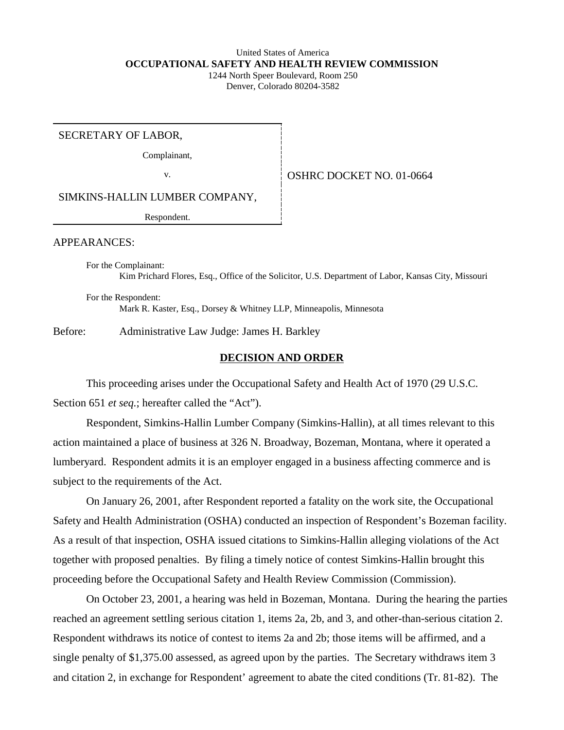United States of America
**OCCUPATIONAL SAFETY AND HEALTH REVIEW COMMISSION**
1244 North Speer Boulevard, Room 250
Denver, Colorado 80204-3582

SECRETARY OF LABOR,

Complainant,

v.

SIMKINS-HALLIN LUMBER COMPANY,

Respondent.

OSHRC DOCKET NO. 01-0664

APPEARANCES:

For the Complainant:
Kim Prichard Flores, Esq., Office of the Solicitor, U.S. Department of Labor, Kansas City, Missouri

For the Respondent:
Mark R. Kaster, Esq., Dorsey & Whitney LLP, Minneapolis, Minnesota

Before: Administrative Law Judge: James H. Barkley

## DECISION AND ORDER

This proceeding arises under the Occupational Safety and Health Act of 1970 (29 U.S.C. Section 651 *et seq.*; hereafter called the "Act").

Respondent, Simkins-Hallin Lumber Company (Simkins-Hallin), at all times relevant to this action maintained a place of business at 326 N. Broadway, Bozeman, Montana, where it operated a lumberyard. Respondent admits it is an employer engaged in a business affecting commerce and is subject to the requirements of the Act.

On January 26, 2001, after Respondent reported a fatality on the work site, the Occupational Safety and Health Administration (OSHA) conducted an inspection of Respondent's Bozeman facility. As a result of that inspection, OSHA issued citations to Simkins-Hallin alleging violations of the Act together with proposed penalties. By filing a timely notice of contest Simkins-Hallin brought this proceeding before the Occupational Safety and Health Review Commission (Commission).

On October 23, 2001, a hearing was held in Bozeman, Montana. During the hearing the parties reached an agreement settling serious citation 1, items 2a, 2b, and 3, and other-than-serious citation 2. Respondent withdraws its notice of contest to items 2a and 2b; those items will be affirmed, and a single penalty of $1,375.00 assessed, as agreed upon by the parties. The Secretary withdraws item 3 and citation 2, in exchange for Respondent' agreement to abate the cited conditions (Tr. 81-82). The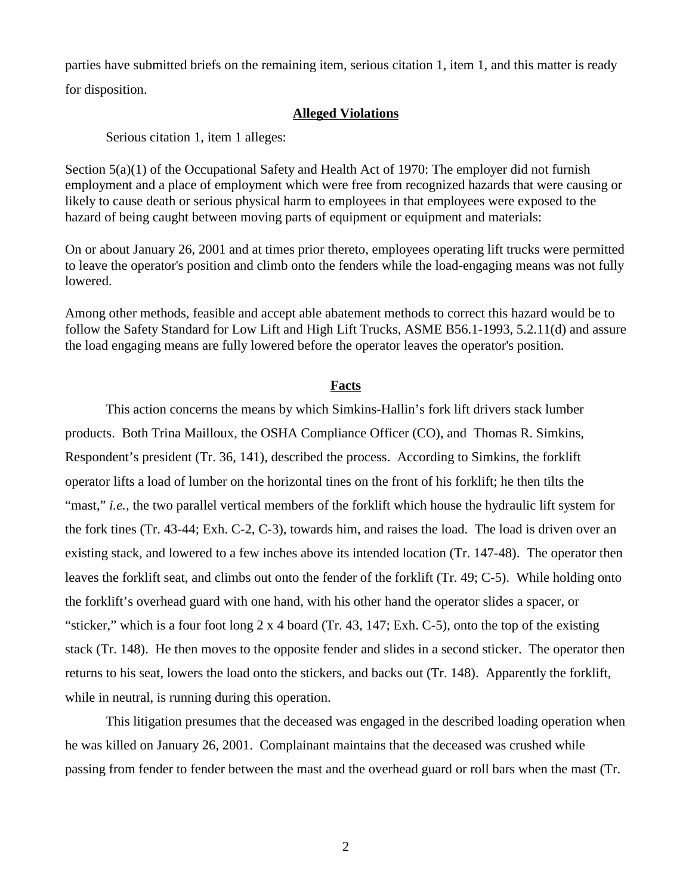parties have submitted briefs on the remaining item, serious citation 1, item 1, and this matter is ready for disposition.

## Alleged Violations

Serious citation 1, item 1 alleges:

Section 5(a)(1) of the Occupational Safety and Health Act of 1970: The employer did not furnish employment and a place of employment which were free from recognized hazards that were causing or likely to cause death or serious physical harm to employees in that employees were exposed to the hazard of being caught between moving parts of equipment or equipment and materials:

On or about January 26, 2001 and at times prior thereto, employees operating lift trucks were permitted to leave the operator's position and climb onto the fenders while the load-engaging means was not fully lowered.

Among other methods, feasible and accept able abatement methods to correct this hazard would be to follow the Safety Standard for Low Lift and High Lift Trucks, ASME B56.1-1993, 5.2.11(d) and assure the load engaging means are fully lowered before the operator leaves the operator's position.

## Facts

This action concerns the means by which Simkins-Hallin's fork lift drivers stack lumber products. Both Trina Mailloux, the OSHA Compliance Officer (CO), and Thomas R. Simkins, Respondent's president (Tr. 36, 141), described the process. According to Simkins, the forklift operator lifts a load of lumber on the horizontal tines on the front of his forklift; he then tilts the "mast," *i.e.*, the two parallel vertical members of the forklift which house the hydraulic lift system for the fork tines (Tr. 43-44; Exh. C-2, C-3), towards him, and raises the load. The load is driven over an existing stack, and lowered to a few inches above its intended location (Tr. 147-48). The operator then leaves the forklift seat, and climbs out onto the fender of the forklift (Tr. 49; C-5). While holding onto the forklift's overhead guard with one hand, with his other hand the operator slides a spacer, or "sticker," which is a four foot long 2 x 4 board (Tr. 43, 147; Exh. C-5), onto the top of the existing stack (Tr. 148). He then moves to the opposite fender and slides in a second sticker. The operator then returns to his seat, lowers the load onto the stickers, and backs out (Tr. 148). Apparently the forklift, while in neutral, is running during this operation.

This litigation presumes that the deceased was engaged in the described loading operation when he was killed on January 26, 2001. Complainant maintains that the deceased was crushed while passing from fender to fender between the mast and the overhead guard or roll bars when the mast (Tr.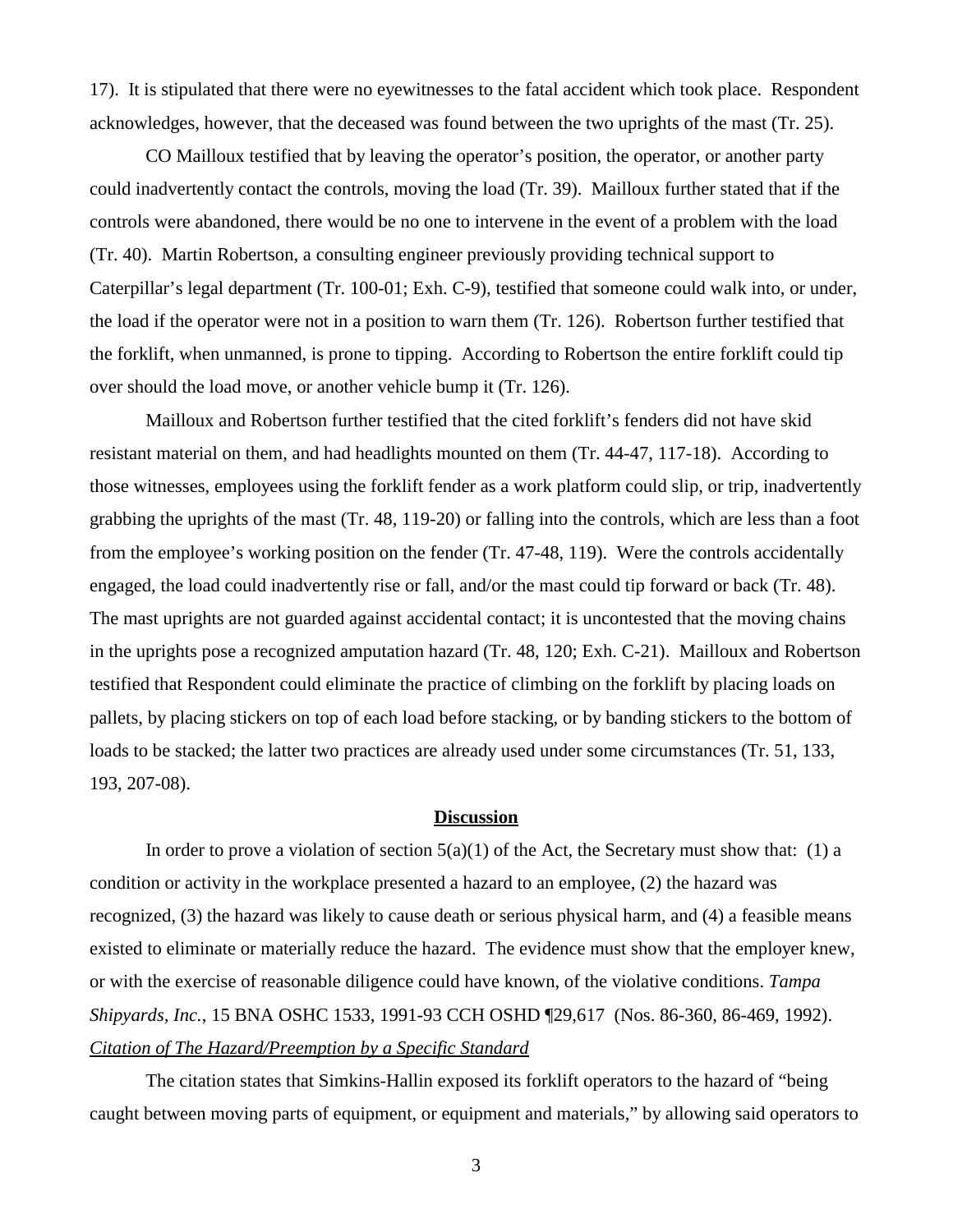17). It is stipulated that there were no eyewitnesses to the fatal accident which took place. Respondent acknowledges, however, that the deceased was found between the two uprights of the mast (Tr. 25).

CO Mailloux testified that by leaving the operator's position, the operator, or another party could inadvertently contact the controls, moving the load (Tr. 39). Mailloux further stated that if the controls were abandoned, there would be no one to intervene in the event of a problem with the load (Tr. 40). Martin Robertson, a consulting engineer previously providing technical support to Caterpillar's legal department (Tr. 100-01; Exh. C-9), testified that someone could walk into, or under, the load if the operator were not in a position to warn them (Tr. 126). Robertson further testified that the forklift, when unmanned, is prone to tipping. According to Robertson the entire forklift could tip over should the load move, or another vehicle bump it (Tr. 126).

Mailloux and Robertson further testified that the cited forklift's fenders did not have skid resistant material on them, and had headlights mounted on them (Tr. 44-47, 117-18). According to those witnesses, employees using the forklift fender as a work platform could slip, or trip, inadvertently grabbing the uprights of the mast (Tr. 48, 119-20) or falling into the controls, which are less than a foot from the employee's working position on the fender (Tr. 47-48, 119). Were the controls accidentally engaged, the load could inadvertently rise or fall, and/or the mast could tip forward or back (Tr. 48). The mast uprights are not guarded against accidental contact; it is uncontested that the moving chains in the uprights pose a recognized amputation hazard (Tr. 48, 120; Exh. C-21). Mailloux and Robertson testified that Respondent could eliminate the practice of climbing on the forklift by placing loads on pallets, by placing stickers on top of each load before stacking, or by banding stickers to the bottom of loads to be stacked; the latter two practices are already used under some circumstances (Tr. 51, 133, 193, 207-08).

## Discussion

In order to prove a violation of section 5(a)(1) of the Act, the Secretary must show that: (1) a condition or activity in the workplace presented a hazard to an employee, (2) the hazard was recognized, (3) the hazard was likely to cause death or serious physical harm, and (4) a feasible means existed to eliminate or materially reduce the hazard. The evidence must show that the employer knew, or with the exercise of reasonable diligence could have known, of the violative conditions. *Tampa Shipyards, Inc.*, 15 BNA OSHC 1533, 1991-93 CCH OSHD ¶29,617 (Nos. 86-360, 86-469, 1992).

### *Citation of The Hazard/Preemption by a Specific Standard*

The citation states that Simkins-Hallin exposed its forklift operators to the hazard of "being caught between moving parts of equipment, or equipment and materials," by allowing said operators to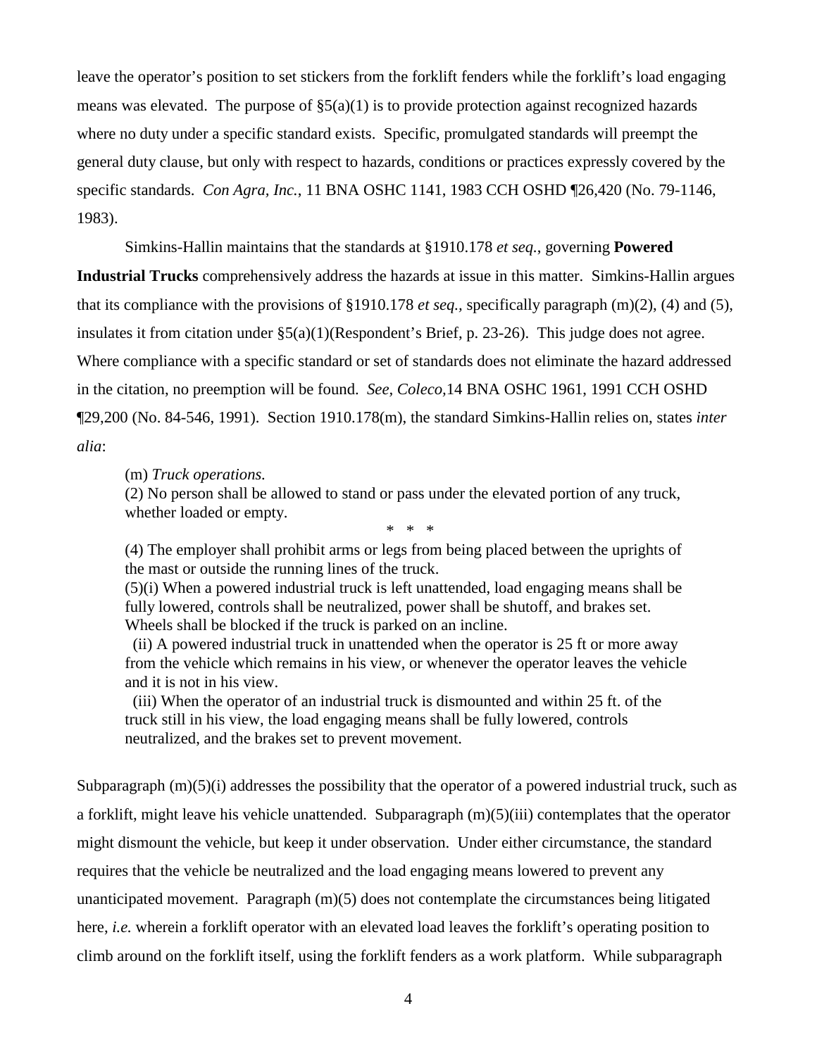leave the operator's position to set stickers from the forklift fenders while the forklift's load engaging means was elevated. The purpose of §5(a)(1) is to provide protection against recognized hazards where no duty under a specific standard exists. Specific, promulgated standards will preempt the general duty clause, but only with respect to hazards, conditions or practices expressly covered by the specific standards. *Con Agra, Inc.*, 11 BNA OSHC 1141, 1983 CCH OSHD ¶26,420 (No. 79-1146, 1983).

Simkins-Hallin maintains that the standards at §1910.178 *et seq.*, governing **Powered Industrial Trucks** comprehensively address the hazards at issue in this matter. Simkins-Hallin argues that its compliance with the provisions of §1910.178 *et seq.,* specifically paragraph (m)(2), (4) and (5), insulates it from citation under §5(a)(1)(Respondent's Brief, p. 23-26). This judge does not agree. Where compliance with a specific standard or set of standards does not eliminate the hazard addressed in the citation, no preemption will be found. *See, Coleco,*14 BNA OSHC 1961, 1991 CCH OSHD ¶29,200 (No. 84-546, 1991). Section 1910.178(m), the standard Simkins-Hallin relies on, states *inter alia*:

> (m) *Truck operations.*
> (2) No person shall be allowed to stand or pass under the elevated portion of any truck, whether loaded or empty.
>
> \* \* \*
>
> (4) The employer shall prohibit arms or legs from being placed between the uprights of the mast or outside the running lines of the truck.
> (5)(i) When a powered industrial truck is left unattended, load engaging means shall be fully lowered, controls shall be neutralized, power shall be shutoff, and brakes set. Wheels shall be blocked if the truck is parked on an incline.
> (ii) A powered industrial truck in unattended when the operator is 25 ft or more away from the vehicle which remains in his view, or whenever the operator leaves the vehicle and it is not in his view.
> (iii) When the operator of an industrial truck is dismounted and within 25 ft. of the truck still in his view, the load engaging means shall be fully lowered, controls neutralized, and the brakes set to prevent movement.

Subparagraph (m)(5)(i) addresses the possibility that the operator of a powered industrial truck, such as a forklift, might leave his vehicle unattended. Subparagraph (m)(5)(iii) contemplates that the operator might dismount the vehicle, but keep it under observation. Under either circumstance, the standard requires that the vehicle be neutralized and the load engaging means lowered to prevent any unanticipated movement. Paragraph (m)(5) does not contemplate the circumstances being litigated here, *i.e.* wherein a forklift operator with an elevated load leaves the forklift's operating position to climb around on the forklift itself, using the forklift fenders as a work platform. While subparagraph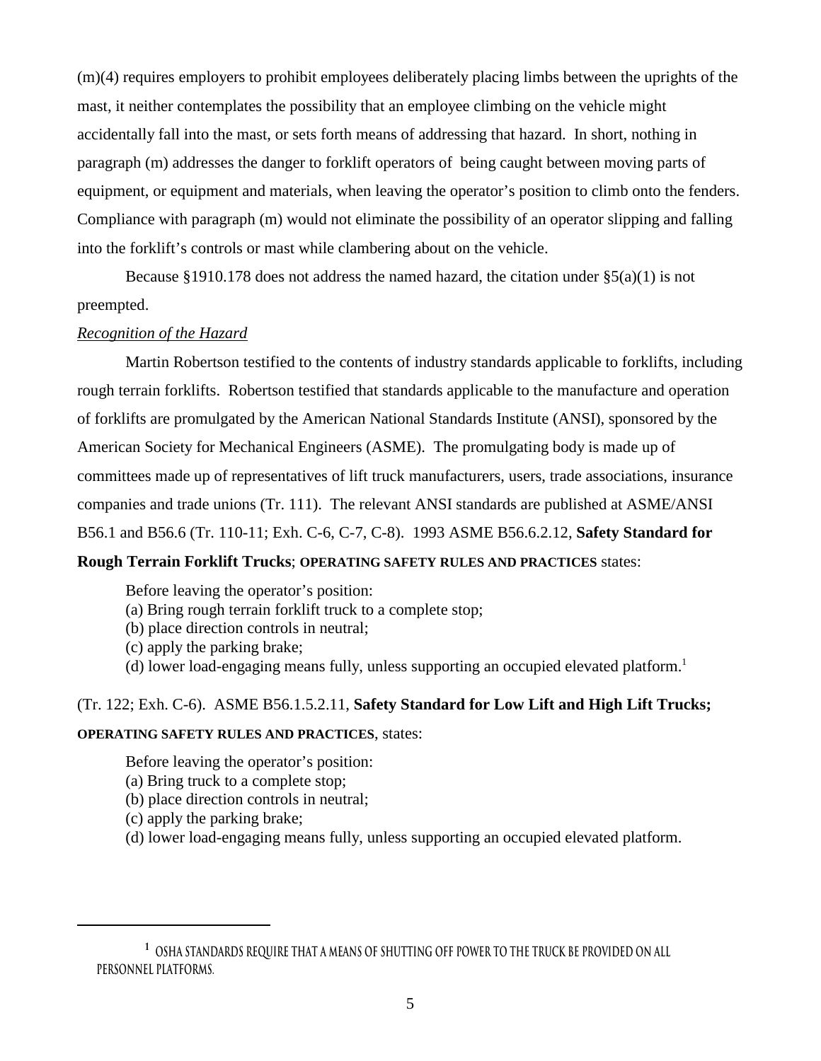(m)(4) requires employers to prohibit employees deliberately placing limbs between the uprights of the mast, it neither contemplates the possibility that an employee climbing on the vehicle might accidentally fall into the mast, or sets forth means of addressing that hazard. In short, nothing in paragraph (m) addresses the danger to forklift operators of being caught between moving parts of equipment, or equipment and materials, when leaving the operator's position to climb onto the fenders. Compliance with paragraph (m) would not eliminate the possibility of an operator slipping and falling into the forklift's controls or mast while clambering about on the vehicle.

Because §1910.178 does not address the named hazard, the citation under §5(a)(1) is not preempted.

*Recognition of the Hazard*

Martin Robertson testified to the contents of industry standards applicable to forklifts, including rough terrain forklifts. Robertson testified that standards applicable to the manufacture and operation of forklifts are promulgated by the American National Standards Institute (ANSI), sponsored by the American Society for Mechanical Engineers (ASME). The promulgating body is made up of committees made up of representatives of lift truck manufacturers, users, trade associations, insurance companies and trade unions (Tr. 111). The relevant ANSI standards are published at ASME/ANSI B56.1 and B56.6 (Tr. 110-11; Exh. C-6, C-7, C-8). 1993 ASME B56.6.2.12, **Safety Standard for Rough Terrain Forklift Trucks**; **OPERATING SAFETY RULES AND PRACTICES** states:

> Before leaving the operator's position:
> (a) Bring rough terrain forklift truck to a complete stop;
> (b) place direction controls in neutral;
> (c) apply the parking brake;
> (d) lower load-engaging means fully, unless supporting an occupied elevated platform.[1]

(Tr. 122; Exh. C-6). ASME B56.1.5.2.11, **Safety Standard for Low Lift and High Lift Trucks; OPERATING SAFETY RULES AND PRACTICES**, states:

> Before leaving the operator's position:
> (a) Bring truck to a complete stop;
> (b) place direction controls in neutral;
> (c) apply the parking brake;
> (d) lower load-engaging means fully, unless supporting an occupied elevated platform.

---

[1] OSHA STANDARDS REQUIRE THAT A MEANS OF SHUTTING OFF POWER TO THE TRUCK BE PROVIDED ON ALL PERSONNEL PLATFORMS.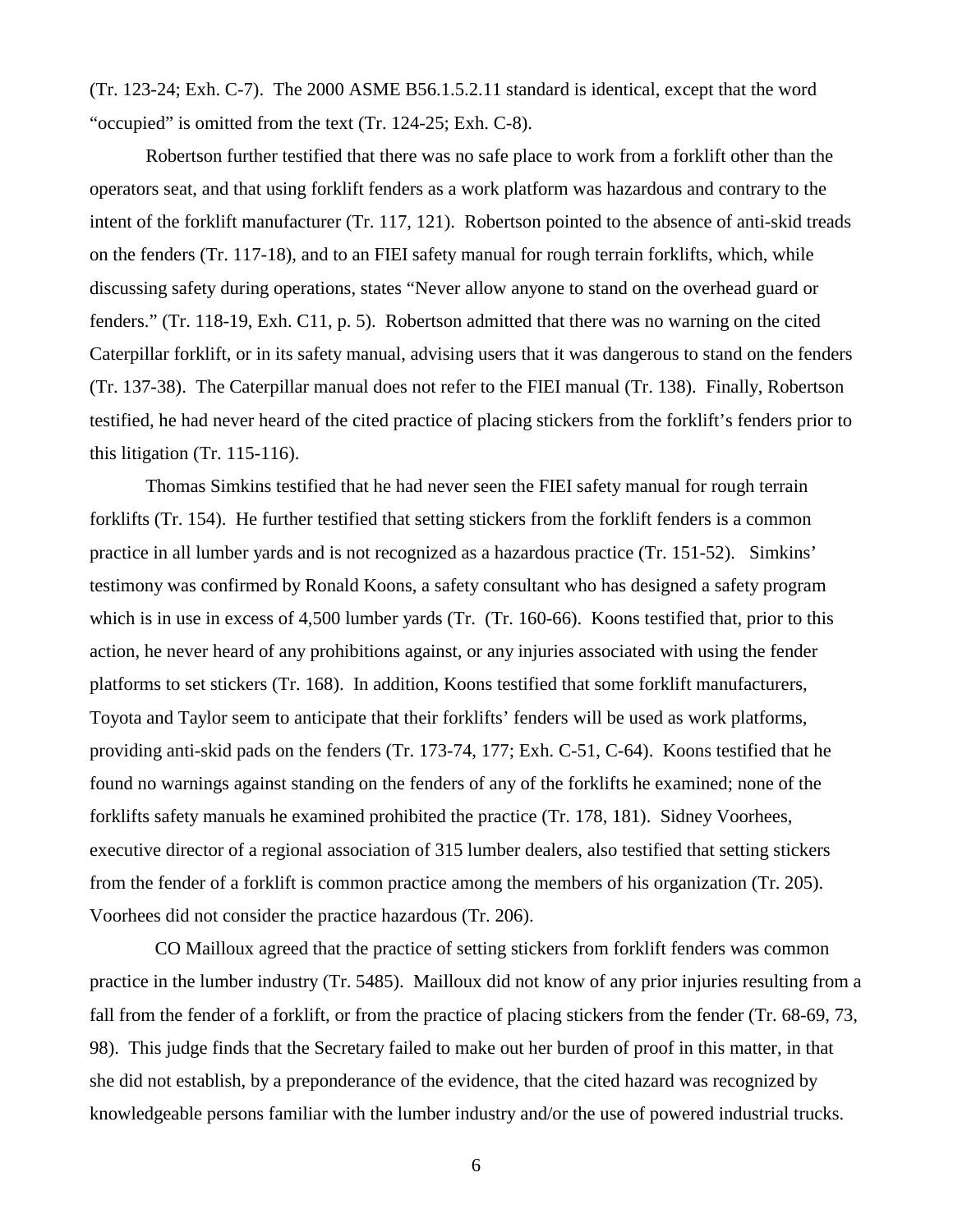(Tr. 123-24; Exh. C-7). The 2000 ASME B56.1.5.2.11 standard is identical, except that the word "occupied" is omitted from the text (Tr. 124-25; Exh. C-8).

Robertson further testified that there was no safe place to work from a forklift other than the operators seat, and that using forklift fenders as a work platform was hazardous and contrary to the intent of the forklift manufacturer (Tr. 117, 121). Robertson pointed to the absence of anti-skid treads on the fenders (Tr. 117-18), and to an FIEI safety manual for rough terrain forklifts, which, while discussing safety during operations, states "Never allow anyone to stand on the overhead guard or fenders." (Tr. 118-19, Exh. C11, p. 5). Robertson admitted that there was no warning on the cited Caterpillar forklift, or in its safety manual, advising users that it was dangerous to stand on the fenders (Tr. 137-38). The Caterpillar manual does not refer to the FIEI manual (Tr. 138). Finally, Robertson testified, he had never heard of the cited practice of placing stickers from the forklift's fenders prior to this litigation (Tr. 115-116).

Thomas Simkins testified that he had never seen the FIEI safety manual for rough terrain forklifts (Tr. 154). He further testified that setting stickers from the forklift fenders is a common practice in all lumber yards and is not recognized as a hazardous practice (Tr. 151-52). Simkins' testimony was confirmed by Ronald Koons, a safety consultant who has designed a safety program which is in use in excess of 4,500 lumber yards (Tr. (Tr. 160-66). Koons testified that, prior to this action, he never heard of any prohibitions against, or any injuries associated with using the fender platforms to set stickers (Tr. 168). In addition, Koons testified that some forklift manufacturers, Toyota and Taylor seem to anticipate that their forklifts' fenders will be used as work platforms, providing anti-skid pads on the fenders (Tr. 173-74, 177; Exh. C-51, C-64). Koons testified that he found no warnings against standing on the fenders of any of the forklifts he examined; none of the forklifts safety manuals he examined prohibited the practice (Tr. 178, 181). Sidney Voorhees, executive director of a regional association of 315 lumber dealers, also testified that setting stickers from the fender of a forklift is common practice among the members of his organization (Tr. 205). Voorhees did not consider the practice hazardous (Tr. 206).

CO Mailloux agreed that the practice of setting stickers from forklift fenders was common practice in the lumber industry (Tr. 5485). Mailloux did not know of any prior injuries resulting from a fall from the fender of a forklift, or from the practice of placing stickers from the fender (Tr. 68-69, 73, 98). This judge finds that the Secretary failed to make out her burden of proof in this matter, in that she did not establish, by a preponderance of the evidence, that the cited hazard was recognized by knowledgeable persons familiar with the lumber industry and/or the use of powered industrial trucks.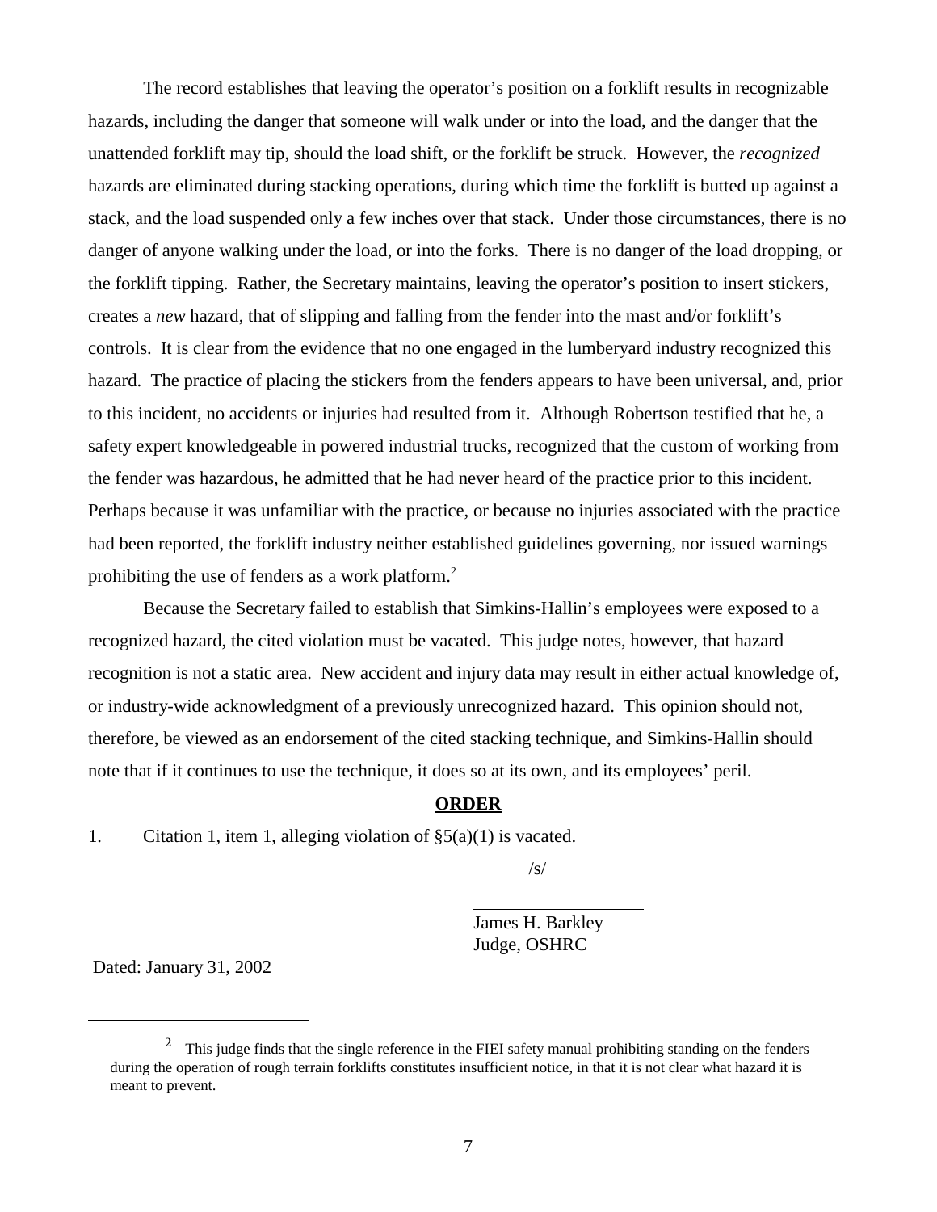The record establishes that leaving the operator's position on a forklift results in recognizable hazards, including the danger that someone will walk under or into the load, and the danger that the unattended forklift may tip, should the load shift, or the forklift be struck. However, the *recognized* hazards are eliminated during stacking operations, during which time the forklift is butted up against a stack, and the load suspended only a few inches over that stack. Under those circumstances, there is no danger of anyone walking under the load, or into the forks. There is no danger of the load dropping, or the forklift tipping. Rather, the Secretary maintains, leaving the operator's position to insert stickers, creates a *new* hazard, that of slipping and falling from the fender into the mast and/or forklift's controls. It is clear from the evidence that no one engaged in the lumberyard industry recognized this hazard. The practice of placing the stickers from the fenders appears to have been universal, and, prior to this incident, no accidents or injuries had resulted from it. Although Robertson testified that he, a safety expert knowledgeable in powered industrial trucks, recognized that the custom of working from the fender was hazardous, he admitted that he had never heard of the practice prior to this incident. Perhaps because it was unfamiliar with the practice, or because no injuries associated with the practice had been reported, the forklift industry neither established guidelines governing, nor issued warnings prohibiting the use of fenders as a work platform.[2]

Because the Secretary failed to establish that Simkins-Hallin's employees were exposed to a recognized hazard, the cited violation must be vacated. This judge notes, however, that hazard recognition is not a static area. New accident and injury data may result in either actual knowledge of, or industry-wide acknowledgment of a previously unrecognized hazard. This opinion should not, therefore, be viewed as an endorsement of the cited stacking technique, and Simkins-Hallin should note that if it continues to use the technique, it does so at its own, and its employees' peril.

## ORDER

1. Citation 1, item 1, alleging violation of §5(a)(1) is vacated.

/s/

James H. Barkley
Judge, OSHRC

Dated: January 31, 2002

---

[2] This judge finds that the single reference in the FIEI safety manual prohibiting standing on the fenders during the operation of rough terrain forklifts constitutes insufficient notice, in that it is not clear what hazard it is meant to prevent.